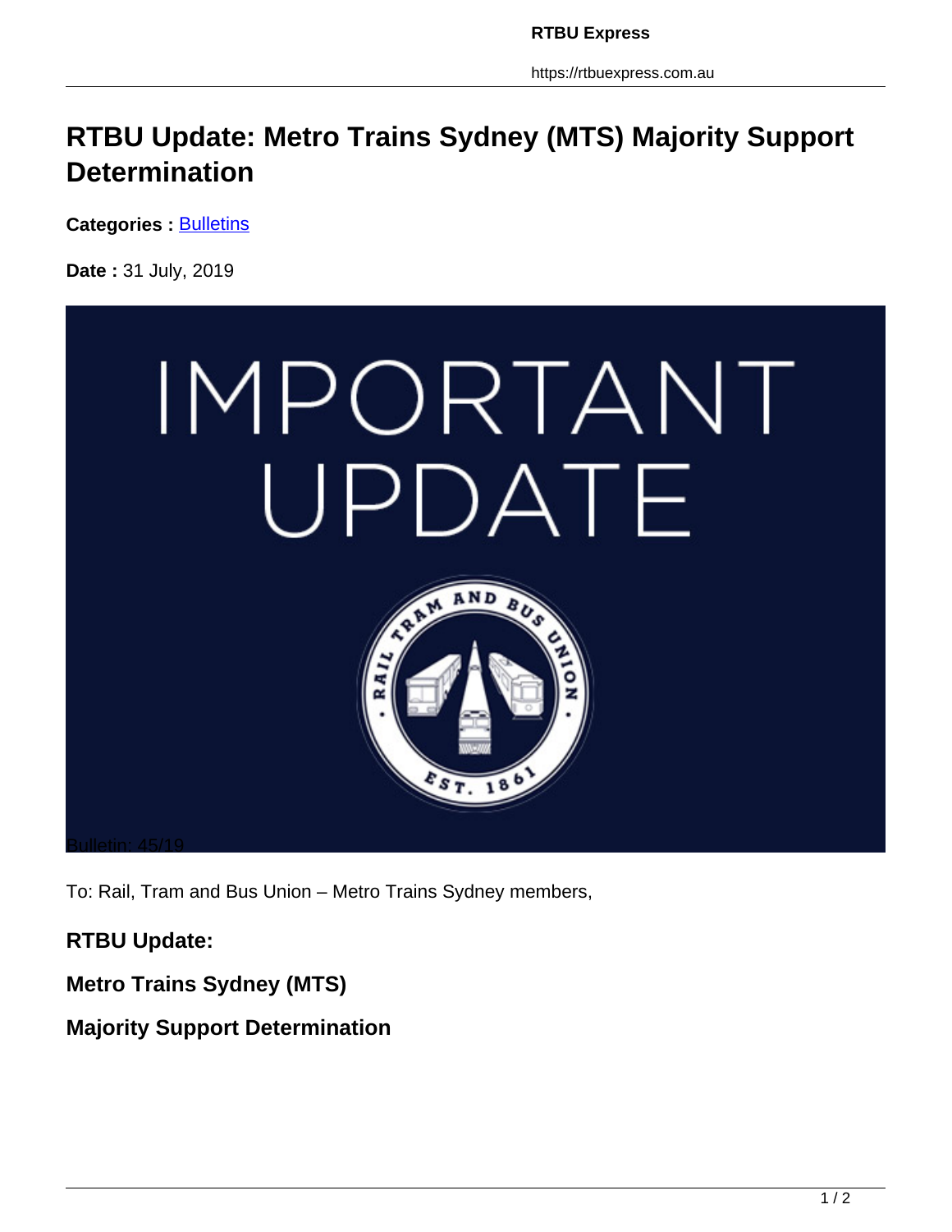# RTBU Update: Metro Trains Sydney (MTS) Majority Support Determination

**Categories :** Bulletins

**Date :** 31 July, 2019

Bulletin: 45/19

To: Rail, Tram and Bus Union – Metro Trains Sydney members,

**RTBU Update:**

**Metro Trains Sydney (MTS)**

**Majority Support Determination**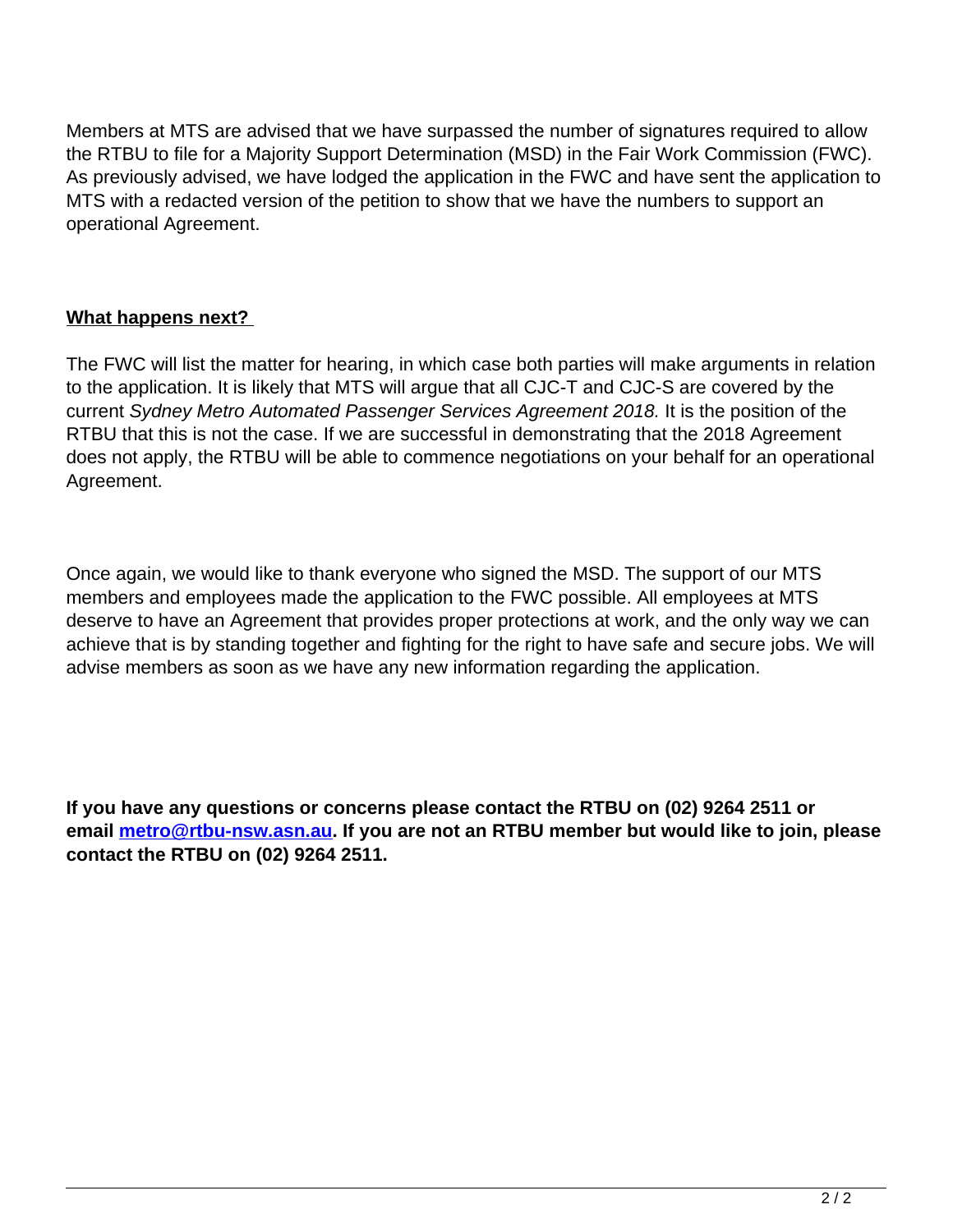Members at MTS are advised that we have surpassed the number of signatures required to allow the RTBU to file for a Majority Support Determination (MSD) in the Fair Work Commission (FWC). As previously advised, we have lodged the application in the FWC and have sent the application to MTS with a redacted version of the petition to show that we have the numbers to support an operational Agreement.

**What happens next?**

The FWC will list the matter for hearing, in which case both parties will make arguments in relation to the application. It is likely that MTS will argue that all CJC-T and CJC-S are covered by the current *Sydney Metro Automated Passenger Services Agreement 2018.* It is the position of the RTBU that this is not the case. If we are successful in demonstrating that the 2018 Agreement does not apply, the RTBU will be able to commence negotiations on your behalf for an operational Agreement.

Once again, we would like to thank everyone who signed the MSD. The support of our MTS members and employees made the application to the FWC possible. All employees at MTS deserve to have an Agreement that provides proper protections at work, and the only way we can achieve that is by standing together and fighting for the right to have safe and secure jobs. We will advise members as soon as we have any new information regarding the application.

**If you have any questions or concerns please contact the RTBU on (02) 9264 2511 or email metro@rtbu-nsw.asn.au. If you are not an RTBU member but would like to join, please contact the RTBU on (02) 9264 2511.**